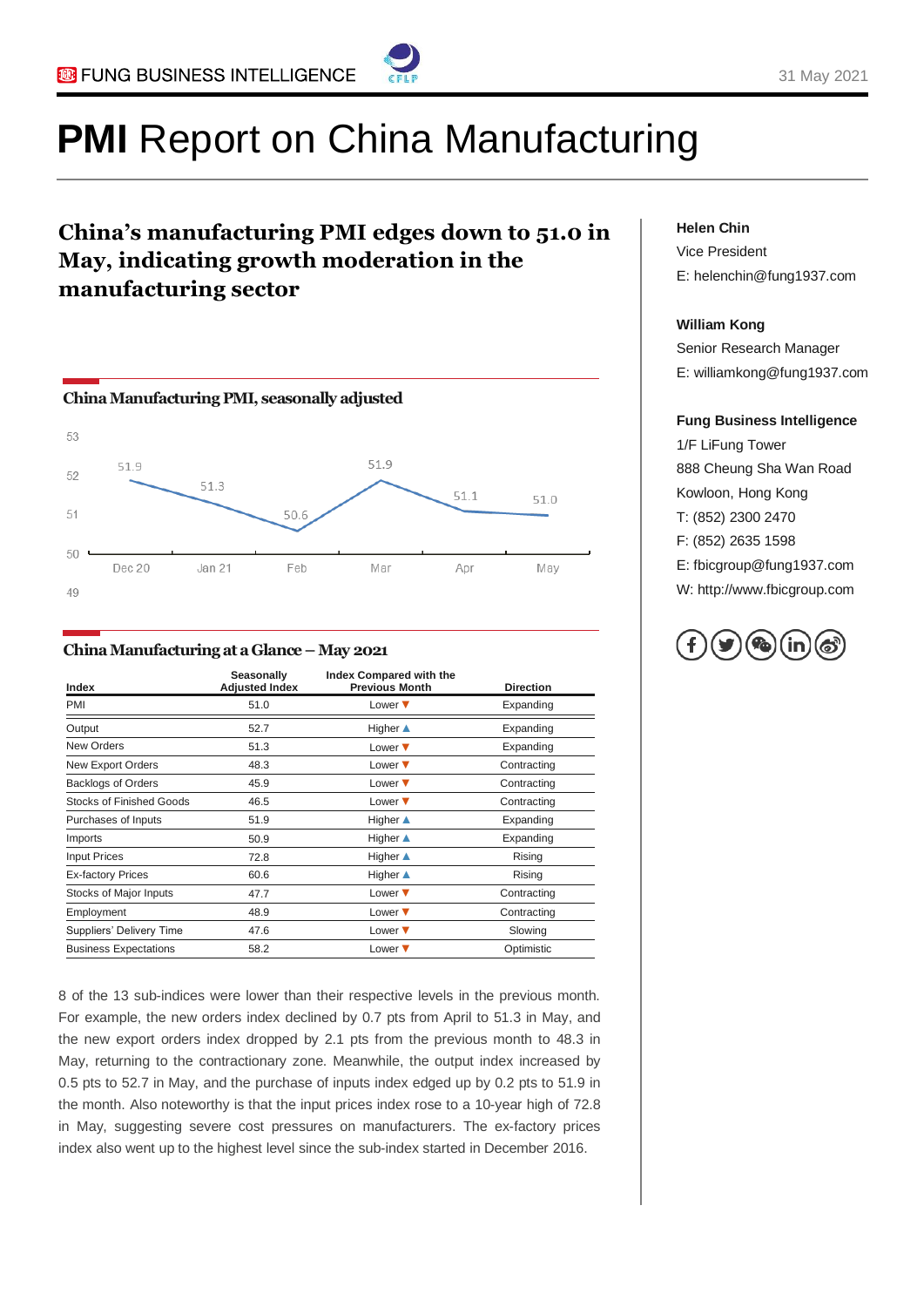FUNG BUSINESS INTELLIGENCE

31 May 2021

# PMI Report on China Manufacturing

## China's manufacturing PMI edges down to 51.0 in May, indicating growth moderation in the manufacturing sector

**China Manufacturing PMI, seasonally adjusted**

| Month | PMI |
|---|---|
| Dec 20 | 51.9 |
| Jan 21 | 51.3 |
| Feb | 50.6 |
| Mar | 51.9 |
| Apr | 51.1 |
| May | 51.0 |

**China Manufacturing at a Glance – May 2021**

| Index | Seasonally Adjusted Index | Index Compared with the Previous Month | Direction |
|---|---|---|---|
| PMI | 51.0 | Lower ▼ | Expanding |
| Output | 52.7 | Higher ▲ | Expanding |
| New Orders | 51.3 | Lower ▼ | Expanding |
| New Export Orders | 48.3 | Lower ▼ | Contracting |
| Backlogs of Orders | 45.9 | Lower ▼ | Contracting |
| Stocks of Finished Goods | 46.5 | Lower ▼ | Contracting |
| Purchases of Inputs | 51.9 | Higher ▲ | Expanding |
| Imports | 50.9 | Higher ▲ | Expanding |
| Input Prices | 72.8 | Higher ▲ | Rising |
| Ex-factory Prices | 60.6 | Higher ▲ | Rising |
| Stocks of Major Inputs | 47.7 | Lower ▼ | Contracting |
| Employment | 48.9 | Lower ▼ | Contracting |
| Suppliers' Delivery Time | 47.6 | Lower ▼ | Slowing |
| Business Expectations | 58.2 | Lower ▼ | Optimistic |

8 of the 13 sub-indices were lower than their respective levels in the previous month. For example, the new orders index declined by 0.7 pts from April to 51.3 in May, and the new export orders index dropped by 2.1 pts from the previous month to 48.3 in May, returning to the contractionary zone. Meanwhile, the output index increased by 0.5 pts to 52.7 in May, and the purchase of inputs index edged up by 0.2 pts to 51.9 in the month. Also noteworthy is that the input prices index rose to a 10-year high of 72.8 in May, suggesting severe cost pressures on manufacturers. The ex-factory prices index also went up to the highest level since the sub-index started in December 2016.

**Helen Chin**
Vice President
E: helenchin@fung1937.com

**William Kong**
Senior Research Manager
E: williamkong@fung1937.com

**Fung Business Intelligence**
1/F LiFung Tower
888 Cheung Sha Wan Road
Kowloon, Hong Kong
T: (852) 2300 2470
F: (852) 2635 1598
E: fbicgroup@fung1937.com
W: http://www.fbicgroup.com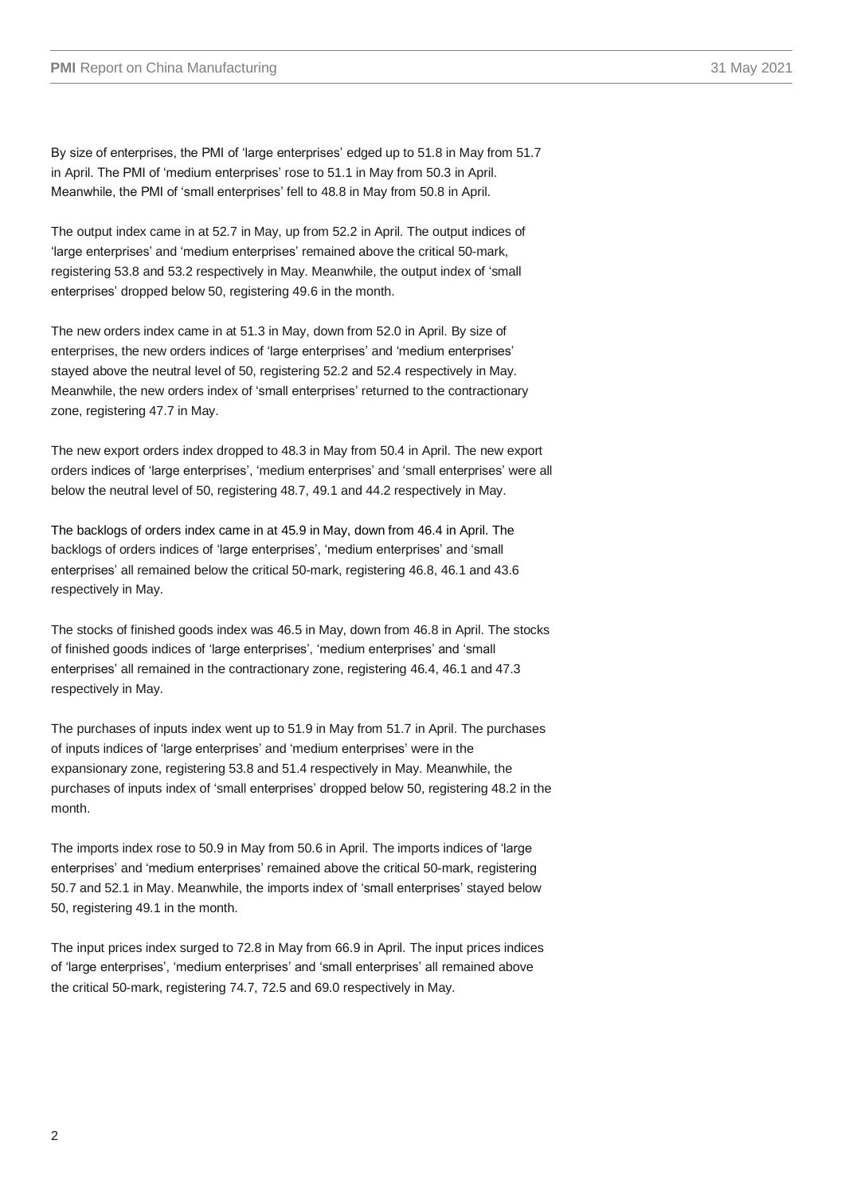By size of enterprises, the PMI of 'large enterprises' edged up to 51.8 in May from 51.7 in April. The PMI of 'medium enterprises' rose to 51.1 in May from 50.3 in April. Meanwhile, the PMI of 'small enterprises' fell to 48.8 in May from 50.8 in April.

The output index came in at 52.7 in May, up from 52.2 in April. The output indices of 'large enterprises' and 'medium enterprises' remained above the critical 50-mark, registering 53.8 and 53.2 respectively in May. Meanwhile, the output index of 'small enterprises' dropped below 50, registering 49.6 in the month.

The new orders index came in at 51.3 in May, down from 52.0 in April. By size of enterprises, the new orders indices of 'large enterprises' and 'medium enterprises' stayed above the neutral level of 50, registering 52.2 and 52.4 respectively in May. Meanwhile, the new orders index of 'small enterprises' returned to the contractionary zone, registering 47.7 in May.

The new export orders index dropped to 48.3 in May from 50.4 in April. The new export orders indices of 'large enterprises', 'medium enterprises' and 'small enterprises' were all below the neutral level of 50, registering 48.7, 49.1 and 44.2 respectively in May.

The backlogs of orders index came in at 45.9 in May, down from 46.4 in April. The backlogs of orders indices of 'large enterprises', 'medium enterprises' and 'small enterprises' all remained below the critical 50-mark, registering 46.8, 46.1 and 43.6 respectively in May.

The stocks of finished goods index was 46.5 in May, down from 46.8 in April. The stocks of finished goods indices of 'large enterprises', 'medium enterprises' and 'small enterprises' all remained in the contractionary zone, registering 46.4, 46.1 and 47.3 respectively in May.

The purchases of inputs index went up to 51.9 in May from 51.7 in April. The purchases of inputs indices of 'large enterprises' and 'medium enterprises' were in the expansionary zone, registering 53.8 and 51.4 respectively in May. Meanwhile, the purchases of inputs index of 'small enterprises' dropped below 50, registering 48.2 in the month.

The imports index rose to 50.9 in May from 50.6 in April. The imports indices of 'large enterprises' and 'medium enterprises' remained above the critical 50-mark, registering 50.7 and 52.1 in May. Meanwhile, the imports index of 'small enterprises' stayed below 50, registering 49.1 in the month.

The input prices index surged to 72.8 in May from 66.9 in April. The input prices indices of 'large enterprises', 'medium enterprises' and 'small enterprises' all remained above the critical 50-mark, registering 74.7, 72.5 and 69.0 respectively in May.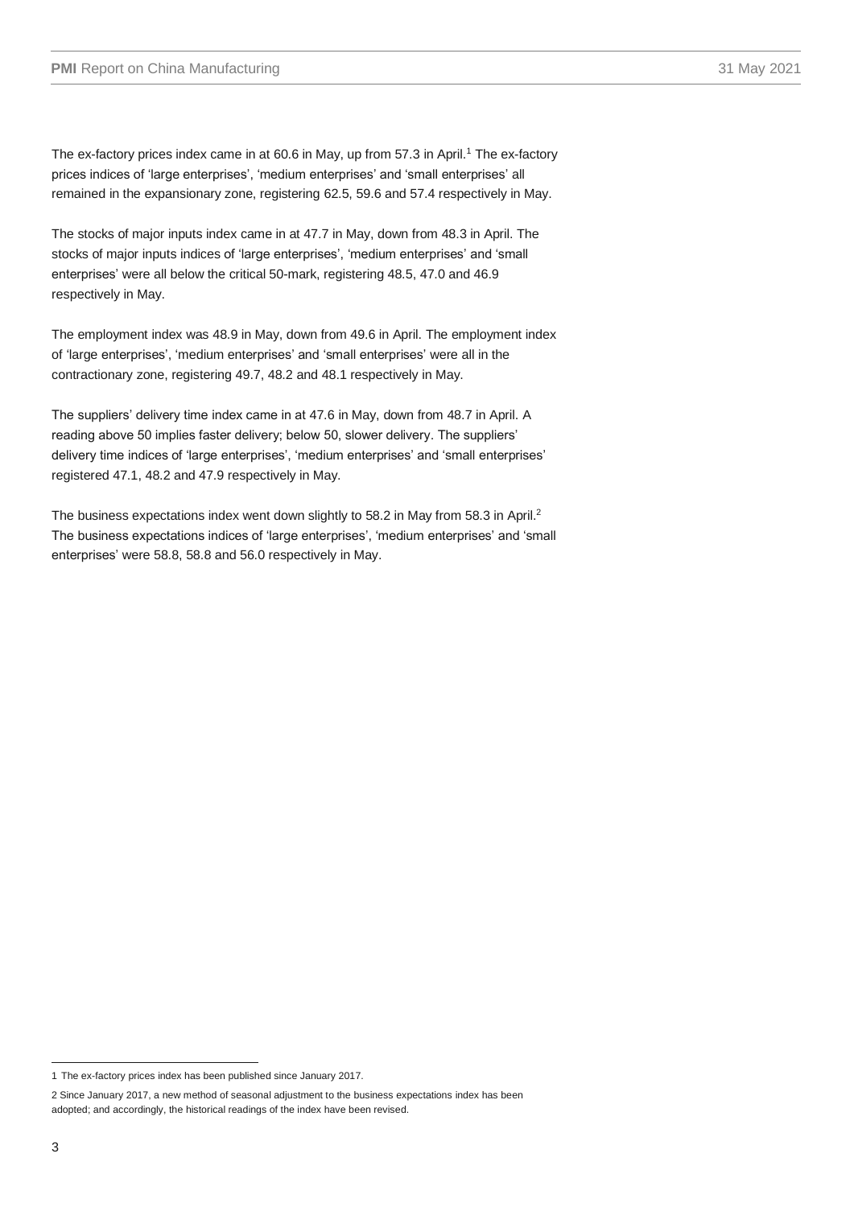The ex-factory prices index came in at 60.6 in May, up from 57.3 in April.[1] The ex-factory prices indices of 'large enterprises', 'medium enterprises' and 'small enterprises' all remained in the expansionary zone, registering 62.5, 59.6 and 57.4 respectively in May.

The stocks of major inputs index came in at 47.7 in May, down from 48.3 in April. The stocks of major inputs indices of 'large enterprises', 'medium enterprises' and 'small enterprises' were all below the critical 50-mark, registering 48.5, 47.0 and 46.9 respectively in May.

The employment index was 48.9 in May, down from 49.6 in April. The employment index of 'large enterprises', 'medium enterprises' and 'small enterprises' were all in the contractionary zone, registering 49.7, 48.2 and 48.1 respectively in May.

The suppliers' delivery time index came in at 47.6 in May, down from 48.7 in April. A reading above 50 implies faster delivery; below 50, slower delivery. The suppliers' delivery time indices of 'large enterprises', 'medium enterprises' and 'small enterprises' registered 47.1, 48.2 and 47.9 respectively in May.

The business expectations index went down slightly to 58.2 in May from 58.3 in April.[2] The business expectations indices of 'large enterprises', 'medium enterprises' and 'small enterprises' were 58.8, 58.8 and 56.0 respectively in May.

---

1 The ex-factory prices index has been published since January 2017.

2 Since January 2017, a new method of seasonal adjustment to the business expectations index has been adopted; and accordingly, the historical readings of the index have been revised.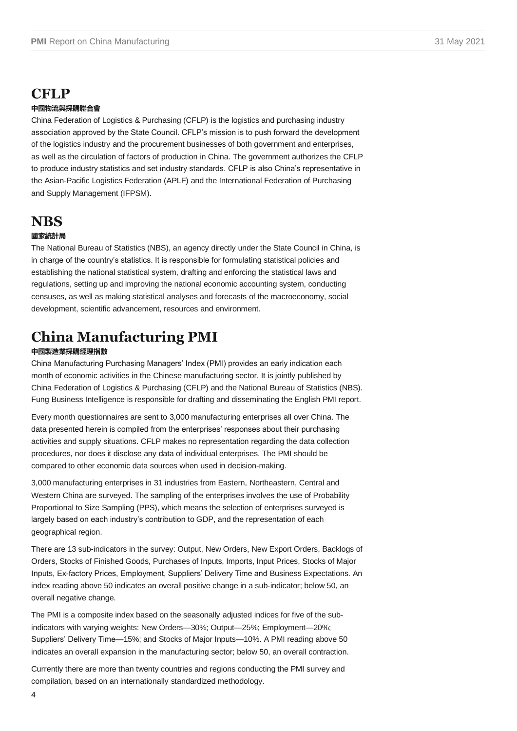## CFLP

**中國物流與採購聯合會**

China Federation of Logistics & Purchasing (CFLP) is the logistics and purchasing industry association approved by the State Council. CFLP's mission is to push forward the development of the logistics industry and the procurement businesses of both government and enterprises, as well as the circulation of factors of production in China. The government authorizes the CFLP to produce industry statistics and set industry standards. CFLP is also China's representative in the Asian-Pacific Logistics Federation (APLF) and the International Federation of Purchasing and Supply Management (IFPSM).

## NBS

**國家統計局**

The National Bureau of Statistics (NBS), an agency directly under the State Council in China, is in charge of the country's statistics. It is responsible for formulating statistical policies and establishing the national statistical system, drafting and enforcing the statistical laws and regulations, setting up and improving the national economic accounting system, conducting censuses, as well as making statistical analyses and forecasts of the macroeconomy, social development, scientific advancement, resources and environment.

## China Manufacturing PMI

**中國製造業採購經理指數**

China Manufacturing Purchasing Managers' Index (PMI) provides an early indication each month of economic activities in the Chinese manufacturing sector. It is jointly published by China Federation of Logistics & Purchasing (CFLP) and the National Bureau of Statistics (NBS). Fung Business Intelligence is responsible for drafting and disseminating the English PMI report.

Every month questionnaires are sent to 3,000 manufacturing enterprises all over China. The data presented herein is compiled from the enterprises' responses about their purchasing activities and supply situations. CFLP makes no representation regarding the data collection procedures, nor does it disclose any data of individual enterprises. The PMI should be compared to other economic data sources when used in decision-making.

3,000 manufacturing enterprises in 31 industries from Eastern, Northeastern, Central and Western China are surveyed. The sampling of the enterprises involves the use of Probability Proportional to Size Sampling (PPS), which means the selection of enterprises surveyed is largely based on each industry's contribution to GDP, and the representation of each geographical region.

There are 13 sub-indicators in the survey: Output, New Orders, New Export Orders, Backlogs of Orders, Stocks of Finished Goods, Purchases of Inputs, Imports, Input Prices, Stocks of Major Inputs, Ex-factory Prices, Employment, Suppliers' Delivery Time and Business Expectations. An index reading above 50 indicates an overall positive change in a sub-indicator; below 50, an overall negative change.

The PMI is a composite index based on the seasonally adjusted indices for five of the sub-indicators with varying weights: New Orders—30%; Output—25%; Employment—20%; Suppliers' Delivery Time—15%; and Stocks of Major Inputs—10%. A PMI reading above 50 indicates an overall expansion in the manufacturing sector; below 50, an overall contraction.

Currently there are more than twenty countries and regions conducting the PMI survey and compilation, based on an internationally standardized methodology.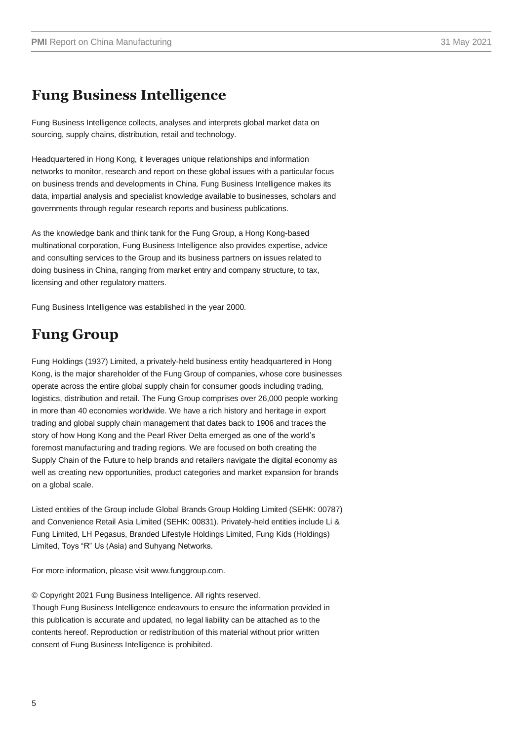## Fung Business Intelligence

Fung Business Intelligence collects, analyses and interprets global market data on sourcing, supply chains, distribution, retail and technology.

Headquartered in Hong Kong, it leverages unique relationships and information networks to monitor, research and report on these global issues with a particular focus on business trends and developments in China. Fung Business Intelligence makes its data, impartial analysis and specialist knowledge available to businesses, scholars and governments through regular research reports and business publications.

As the knowledge bank and think tank for the Fung Group, a Hong Kong-based multinational corporation, Fung Business Intelligence also provides expertise, advice and consulting services to the Group and its business partners on issues related to doing business in China, ranging from market entry and company structure, to tax, licensing and other regulatory matters.

Fung Business Intelligence was established in the year 2000.

## Fung Group

Fung Holdings (1937) Limited, a privately-held business entity headquartered in Hong Kong, is the major shareholder of the Fung Group of companies, whose core businesses operate across the entire global supply chain for consumer goods including trading, logistics, distribution and retail. The Fung Group comprises over 26,000 people working in more than 40 economies worldwide. We have a rich history and heritage in export trading and global supply chain management that dates back to 1906 and traces the story of how Hong Kong and the Pearl River Delta emerged as one of the world's foremost manufacturing and trading regions. We are focused on both creating the Supply Chain of the Future to help brands and retailers navigate the digital economy as well as creating new opportunities, product categories and market expansion for brands on a global scale.

Listed entities of the Group include Global Brands Group Holding Limited (SEHK: 00787) and Convenience Retail Asia Limited (SEHK: 00831). Privately-held entities include Li & Fung Limited, LH Pegasus, Branded Lifestyle Holdings Limited, Fung Kids (Holdings) Limited, Toys "R" Us (Asia) and Suhyang Networks.

For more information, please visit www.funggroup.com.

© Copyright 2021 Fung Business Intelligence. All rights reserved.
Though Fung Business Intelligence endeavours to ensure the information provided in this publication is accurate and updated, no legal liability can be attached as to the contents hereof. Reproduction or redistribution of this material without prior written consent of Fung Business Intelligence is prohibited.